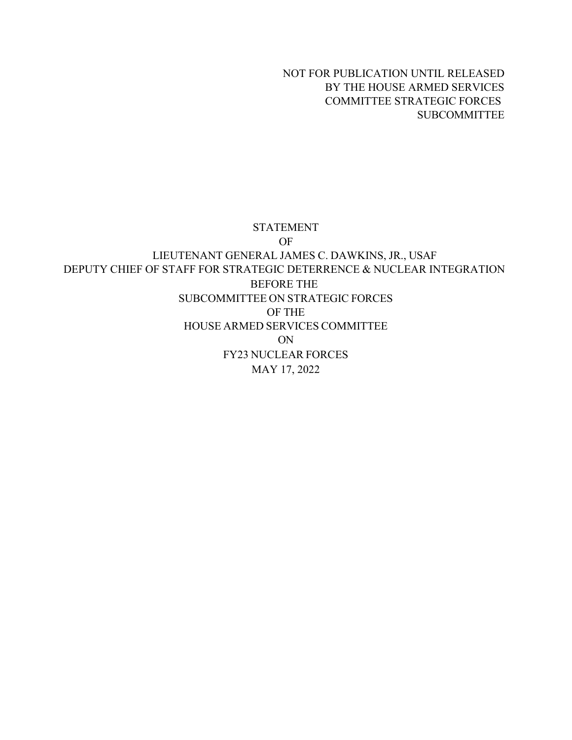NOT FOR PUBLICATION UNTIL RELEASED
BY THE HOUSE ARMED SERVICES
COMMITTEE STRATEGIC FORCES
SUBCOMMITTEE

STATEMENT

OF

LIEUTENANT GENERAL JAMES C. DAWKINS, JR., USAF

DEPUTY CHIEF OF STAFF FOR STRATEGIC DETERRENCE & NUCLEAR INTEGRATION

BEFORE THE

SUBCOMMITTEE ON STRATEGIC FORCES

OF THE

HOUSE ARMED SERVICES COMMITTEE

ON

FY23 NUCLEAR FORCES

MAY 17, 2022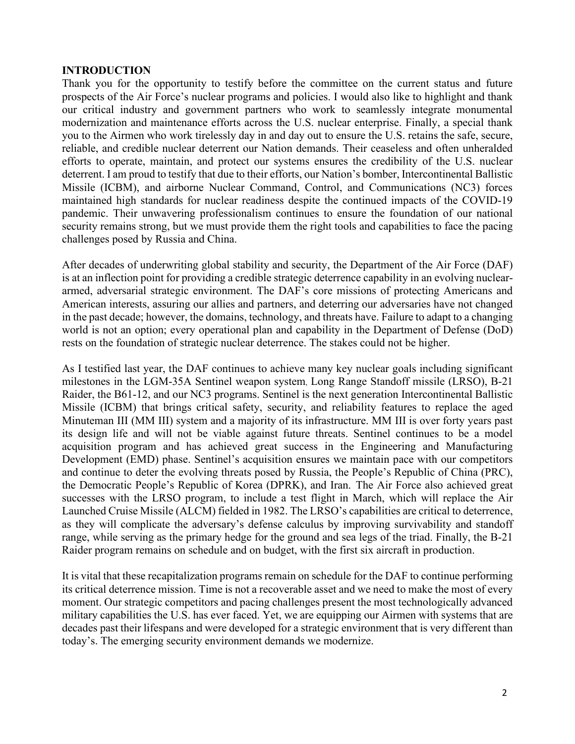**INTRODUCTION**

Thank you for the opportunity to testify before the committee on the current status and future prospects of the Air Force's nuclear programs and policies. I would also like to highlight and thank our critical industry and government partners who work to seamlessly integrate monumental modernization and maintenance efforts across the U.S. nuclear enterprise. Finally, a special thank you to the Airmen who work tirelessly day in and day out to ensure the U.S. retains the safe, secure, reliable, and credible nuclear deterrent our Nation demands. Their ceaseless and often unheralded efforts to operate, maintain, and protect our systems ensures the credibility of the U.S. nuclear deterrent. I am proud to testify that due to their efforts, our Nation's bomber, Intercontinental Ballistic Missile (ICBM), and airborne Nuclear Command, Control, and Communications (NC3) forces maintained high standards for nuclear readiness despite the continued impacts of the COVID-19 pandemic. Their unwavering professionalism continues to ensure the foundation of our national security remains strong, but we must provide them the right tools and capabilities to face the pacing challenges posed by Russia and China.

After decades of underwriting global stability and security, the Department of the Air Force (DAF) is at an inflection point for providing a credible strategic deterrence capability in an evolving nuclear-armed, adversarial strategic environment. The DAF's core missions of protecting Americans and American interests, assuring our allies and partners, and deterring our adversaries have not changed in the past decade; however, the domains, technology, and threats have. Failure to adapt to a changing world is not an option; every operational plan and capability in the Department of Defense (DoD) rests on the foundation of strategic nuclear deterrence. The stakes could not be higher.

As I testified last year, the DAF continues to achieve many key nuclear goals including significant milestones in the LGM-35A Sentinel weapon system, Long Range Standoff missile (LRSO), B-21 Raider, the B61-12, and our NC3 programs. Sentinel is the next generation Intercontinental Ballistic Missile (ICBM) that brings critical safety, security, and reliability features to replace the aged Minuteman III (MM III) system and a majority of its infrastructure. MM III is over forty years past its design life and will not be viable against future threats. Sentinel continues to be a model acquisition program and has achieved great success in the Engineering and Manufacturing Development (EMD) phase. Sentinel's acquisition ensures we maintain pace with our competitors and continue to deter the evolving threats posed by Russia, the People's Republic of China (PRC), the Democratic People's Republic of Korea (DPRK), and Iran. The Air Force also achieved great successes with the LRSO program, to include a test flight in March, which will replace the Air Launched Cruise Missile (ALCM) fielded in 1982. The LRSO's capabilities are critical to deterrence, as they will complicate the adversary's defense calculus by improving survivability and standoff range, while serving as the primary hedge for the ground and sea legs of the triad. Finally, the B-21 Raider program remains on schedule and on budget, with the first six aircraft in production.

It is vital that these recapitalization programs remain on schedule for the DAF to continue performing its critical deterrence mission. Time is not a recoverable asset and we need to make the most of every moment. Our strategic competitors and pacing challenges present the most technologically advanced military capabilities the U.S. has ever faced. Yet, we are equipping our Airmen with systems that are decades past their lifespans and were developed for a strategic environment that is very different than today's. The emerging security environment demands we modernize.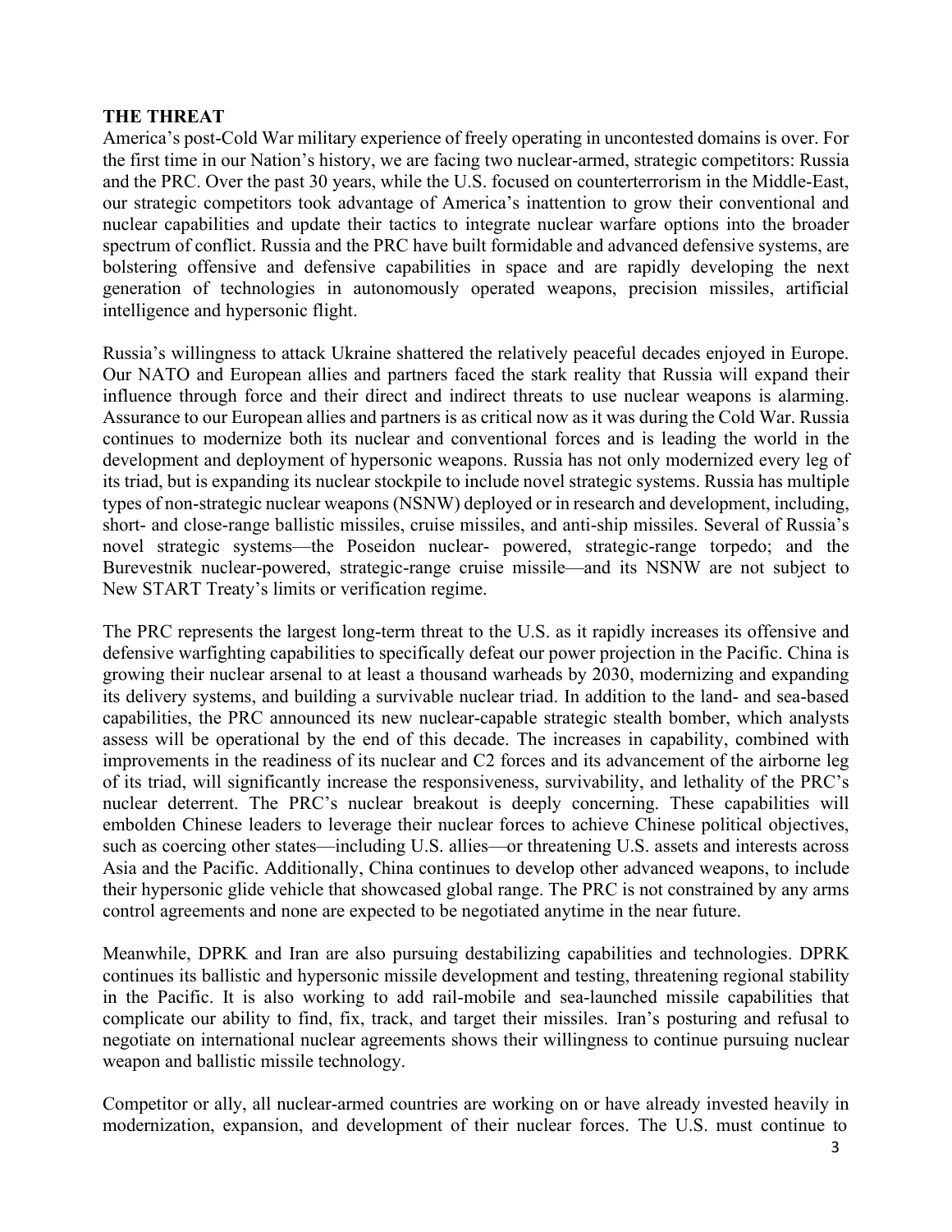**THE THREAT**

America's post-Cold War military experience of freely operating in uncontested domains is over. For the first time in our Nation's history, we are facing two nuclear-armed, strategic competitors: Russia and the PRC. Over the past 30 years, while the U.S. focused on counterterrorism in the Middle-East, our strategic competitors took advantage of America's inattention to grow their conventional and nuclear capabilities and update their tactics to integrate nuclear warfare options into the broader spectrum of conflict. Russia and the PRC have built formidable and advanced defensive systems, are bolstering offensive and defensive capabilities in space and are rapidly developing the next generation of technologies in autonomously operated weapons, precision missiles, artificial intelligence and hypersonic flight.

Russia's willingness to attack Ukraine shattered the relatively peaceful decades enjoyed in Europe. Our NATO and European allies and partners faced the stark reality that Russia will expand their influence through force and their direct and indirect threats to use nuclear weapons is alarming. Assurance to our European allies and partners is as critical now as it was during the Cold War. Russia continues to modernize both its nuclear and conventional forces and is leading the world in the development and deployment of hypersonic weapons. Russia has not only modernized every leg of its triad, but is expanding its nuclear stockpile to include novel strategic systems. Russia has multiple types of non-strategic nuclear weapons (NSNW) deployed or in research and development, including, short- and close-range ballistic missiles, cruise missiles, and anti-ship missiles. Several of Russia's novel strategic systems—the Poseidon nuclear- powered, strategic-range torpedo; and the Burevestnik nuclear-powered, strategic-range cruise missile—and its NSNW are not subject to New START Treaty's limits or verification regime.

The PRC represents the largest long-term threat to the U.S. as it rapidly increases its offensive and defensive warfighting capabilities to specifically defeat our power projection in the Pacific. China is growing their nuclear arsenal to at least a thousand warheads by 2030, modernizing and expanding its delivery systems, and building a survivable nuclear triad. In addition to the land- and sea-based capabilities, the PRC announced its new nuclear-capable strategic stealth bomber, which analysts assess will be operational by the end of this decade. The increases in capability, combined with improvements in the readiness of its nuclear and C2 forces and its advancement of the airborne leg of its triad, will significantly increase the responsiveness, survivability, and lethality of the PRC's nuclear deterrent. The PRC's nuclear breakout is deeply concerning. These capabilities will embolden Chinese leaders to leverage their nuclear forces to achieve Chinese political objectives, such as coercing other states—including U.S. allies—or threatening U.S. assets and interests across Asia and the Pacific. Additionally, China continues to develop other advanced weapons, to include their hypersonic glide vehicle that showcased global range. The PRC is not constrained by any arms control agreements and none are expected to be negotiated anytime in the near future.

Meanwhile, DPRK and Iran are also pursuing destabilizing capabilities and technologies. DPRK continues its ballistic and hypersonic missile development and testing, threatening regional stability in the Pacific. It is also working to add rail-mobile and sea-launched missile capabilities that complicate our ability to find, fix, track, and target their missiles. Iran's posturing and refusal to negotiate on international nuclear agreements shows their willingness to continue pursuing nuclear weapon and ballistic missile technology.

Competitor or ally, all nuclear-armed countries are working on or have already invested heavily in modernization, expansion, and development of their nuclear forces. The U.S. must continue to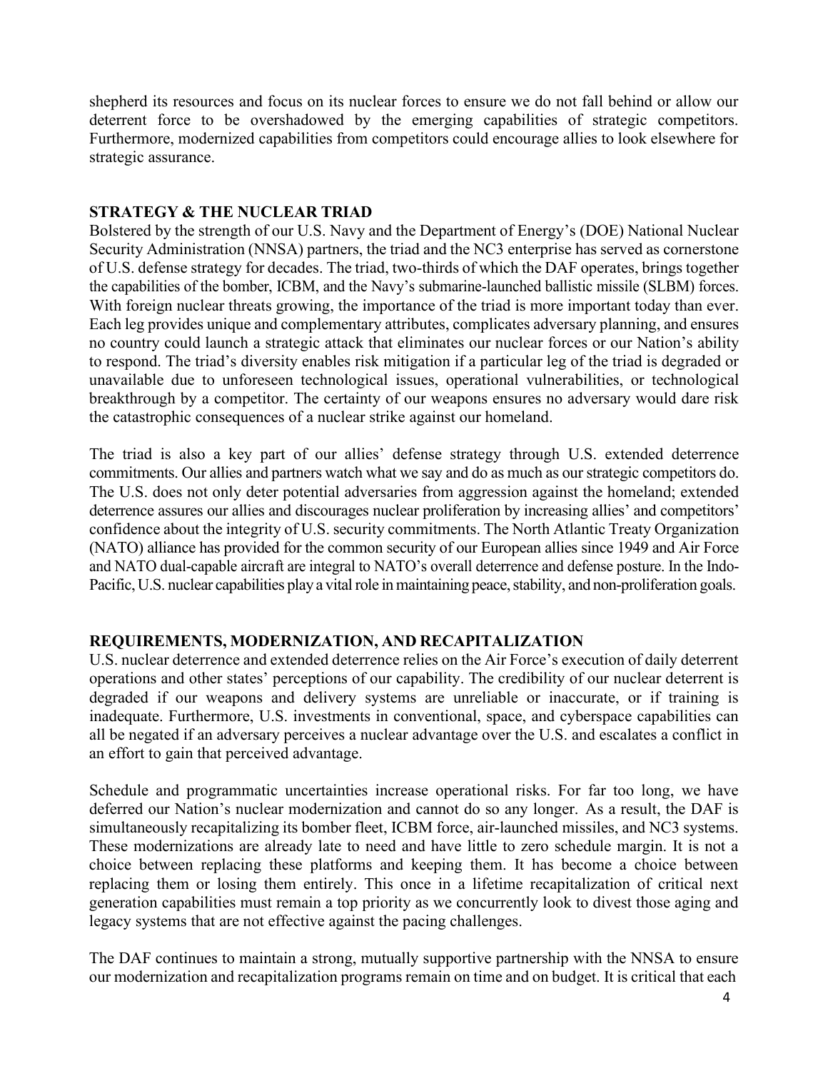shepherd its resources and focus on its nuclear forces to ensure we do not fall behind or allow our deterrent force to be overshadowed by the emerging capabilities of strategic competitors. Furthermore, modernized capabilities from competitors could encourage allies to look elsewhere for strategic assurance.

## STRATEGY & THE NUCLEAR TRIAD

Bolstered by the strength of our U.S. Navy and the Department of Energy's (DOE) National Nuclear Security Administration (NNSA) partners, the triad and the NC3 enterprise has served as cornerstone of U.S. defense strategy for decades. The triad, two-thirds of which the DAF operates, brings together the capabilities of the bomber, ICBM, and the Navy's submarine-launched ballistic missile (SLBM) forces. With foreign nuclear threats growing, the importance of the triad is more important today than ever. Each leg provides unique and complementary attributes, complicates adversary planning, and ensures no country could launch a strategic attack that eliminates our nuclear forces or our Nation's ability to respond. The triad's diversity enables risk mitigation if a particular leg of the triad is degraded or unavailable due to unforeseen technological issues, operational vulnerabilities, or technological breakthrough by a competitor. The certainty of our weapons ensures no adversary would dare risk the catastrophic consequences of a nuclear strike against our homeland.

The triad is also a key part of our allies' defense strategy through U.S. extended deterrence commitments. Our allies and partners watch what we say and do as much as our strategic competitors do. The U.S. does not only deter potential adversaries from aggression against the homeland; extended deterrence assures our allies and discourages nuclear proliferation by increasing allies' and competitors' confidence about the integrity of U.S. security commitments. The North Atlantic Treaty Organization (NATO) alliance has provided for the common security of our European allies since 1949 and Air Force and NATO dual-capable aircraft are integral to NATO's overall deterrence and defense posture. In the Indo-Pacific, U.S. nuclear capabilities play a vital role in maintaining peace, stability, and non-proliferation goals.

## REQUIREMENTS, MODERNIZATION, AND RECAPITALIZATION

U.S. nuclear deterrence and extended deterrence relies on the Air Force's execution of daily deterrent operations and other states' perceptions of our capability. The credibility of our nuclear deterrent is degraded if our weapons and delivery systems are unreliable or inaccurate, or if training is inadequate. Furthermore, U.S. investments in conventional, space, and cyberspace capabilities can all be negated if an adversary perceives a nuclear advantage over the U.S. and escalates a conflict in an effort to gain that perceived advantage.

Schedule and programmatic uncertainties increase operational risks. For far too long, we have deferred our Nation's nuclear modernization and cannot do so any longer. As a result, the DAF is simultaneously recapitalizing its bomber fleet, ICBM force, air-launched missiles, and NC3 systems. These modernizations are already late to need and have little to zero schedule margin. It is not a choice between replacing these platforms and keeping them. It has become a choice between replacing them or losing them entirely. This once in a lifetime recapitalization of critical next generation capabilities must remain a top priority as we concurrently look to divest those aging and legacy systems that are not effective against the pacing challenges.

The DAF continues to maintain a strong, mutually supportive partnership with the NNSA to ensure our modernization and recapitalization programs remain on time and on budget. It is critical that each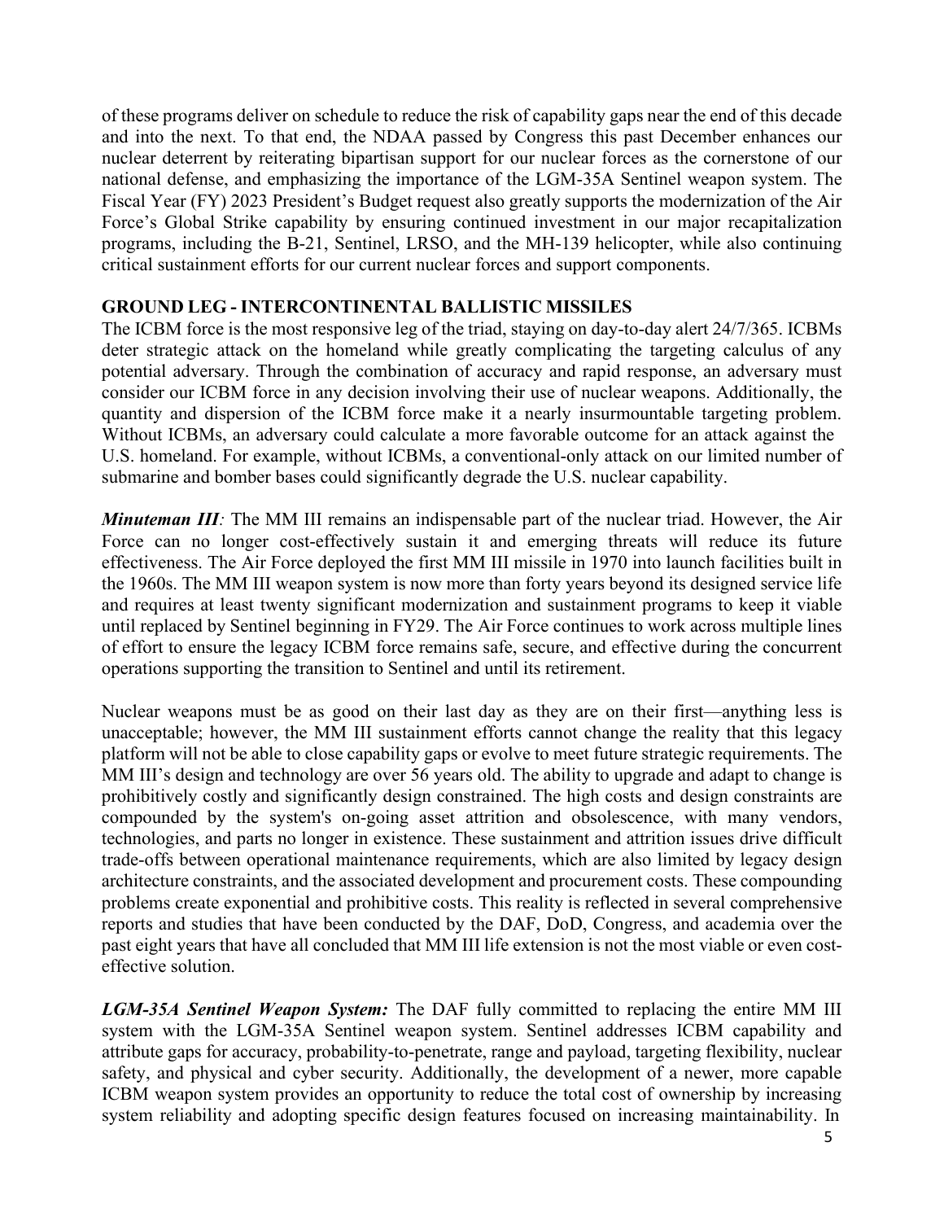of these programs deliver on schedule to reduce the risk of capability gaps near the end of this decade and into the next. To that end, the NDAA passed by Congress this past December enhances our nuclear deterrent by reiterating bipartisan support for our nuclear forces as the cornerstone of our national defense, and emphasizing the importance of the LGM-35A Sentinel weapon system. The Fiscal Year (FY) 2023 President's Budget request also greatly supports the modernization of the Air Force's Global Strike capability by ensuring continued investment in our major recapitalization programs, including the B-21, Sentinel, LRSO, and the MH-139 helicopter, while also continuing critical sustainment efforts for our current nuclear forces and support components.

## GROUND LEG - INTERCONTINENTAL BALLISTIC MISSILES

The ICBM force is the most responsive leg of the triad, staying on day-to-day alert 24/7/365. ICBMs deter strategic attack on the homeland while greatly complicating the targeting calculus of any potential adversary. Through the combination of accuracy and rapid response, an adversary must consider our ICBM force in any decision involving their use of nuclear weapons. Additionally, the quantity and dispersion of the ICBM force make it a nearly insurmountable targeting problem. Without ICBMs, an adversary could calculate a more favorable outcome for an attack against the U.S. homeland. For example, without ICBMs, a conventional-only attack on our limited number of submarine and bomber bases could significantly degrade the U.S. nuclear capability.

***Minuteman III:*** The MM III remains an indispensable part of the nuclear triad. However, the Air Force can no longer cost-effectively sustain it and emerging threats will reduce its future effectiveness. The Air Force deployed the first MM III missile in 1970 into launch facilities built in the 1960s. The MM III weapon system is now more than forty years beyond its designed service life and requires at least twenty significant modernization and sustainment programs to keep it viable until replaced by Sentinel beginning in FY29. The Air Force continues to work across multiple lines of effort to ensure the legacy ICBM force remains safe, secure, and effective during the concurrent operations supporting the transition to Sentinel and until its retirement.

Nuclear weapons must be as good on their last day as they are on their first—anything less is unacceptable; however, the MM III sustainment efforts cannot change the reality that this legacy platform will not be able to close capability gaps or evolve to meet future strategic requirements. The MM III's design and technology are over 56 years old. The ability to upgrade and adapt to change is prohibitively costly and significantly design constrained. The high costs and design constraints are compounded by the system's on-going asset attrition and obsolescence, with many vendors, technologies, and parts no longer in existence. These sustainment and attrition issues drive difficult trade-offs between operational maintenance requirements, which are also limited by legacy design architecture constraints, and the associated development and procurement costs. These compounding problems create exponential and prohibitive costs. This reality is reflected in several comprehensive reports and studies that have been conducted by the DAF, DoD, Congress, and academia over the past eight years that have all concluded that MM III life extension is not the most viable or even cost-effective solution.

***LGM-35A Sentinel Weapon System:*** The DAF fully committed to replacing the entire MM III system with the LGM-35A Sentinel weapon system. Sentinel addresses ICBM capability and attribute gaps for accuracy, probability-to-penetrate, range and payload, targeting flexibility, nuclear safety, and physical and cyber security. Additionally, the development of a newer, more capable ICBM weapon system provides an opportunity to reduce the total cost of ownership by increasing system reliability and adopting specific design features focused on increasing maintainability. In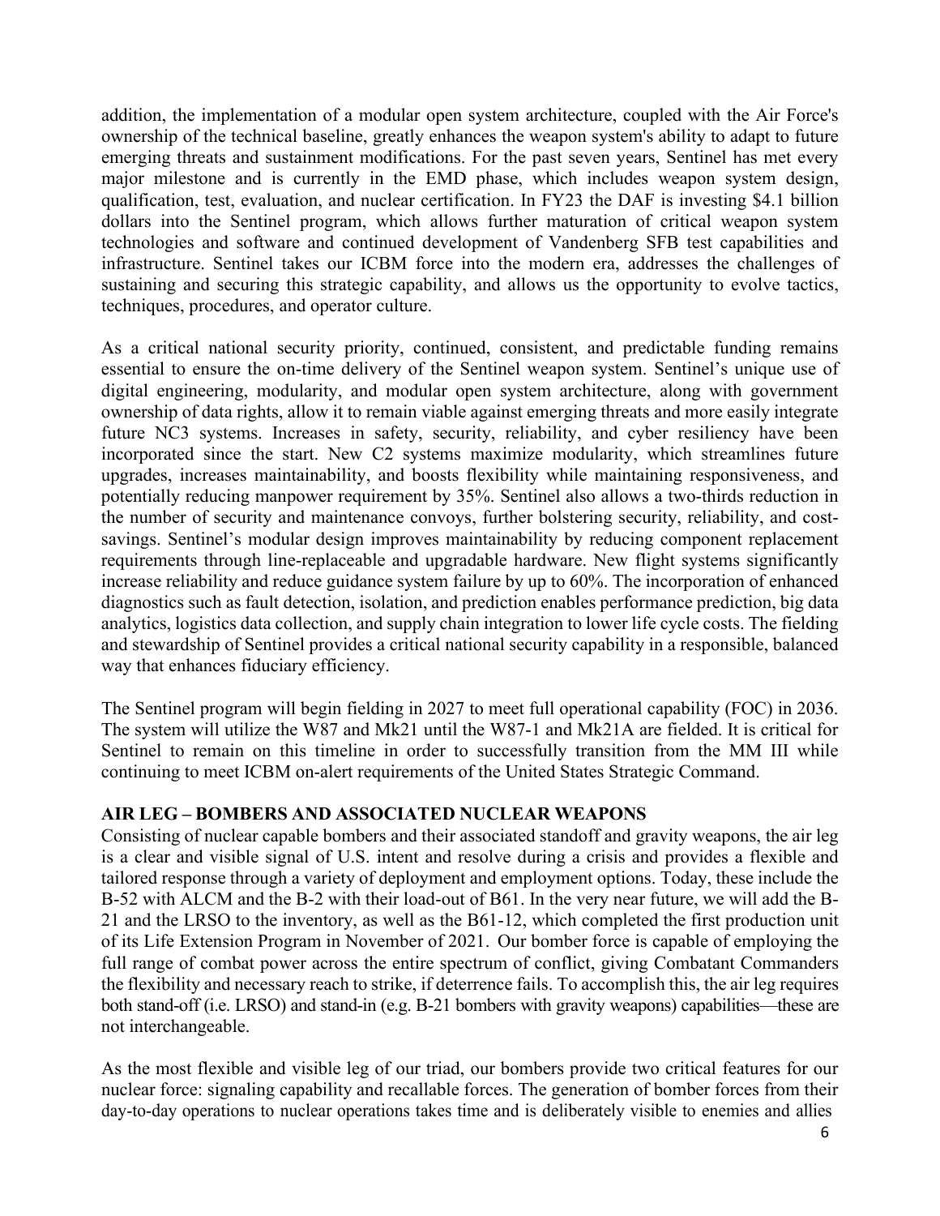addition, the implementation of a modular open system architecture, coupled with the Air Force's ownership of the technical baseline, greatly enhances the weapon system's ability to adapt to future emerging threats and sustainment modifications. For the past seven years, Sentinel has met every major milestone and is currently in the EMD phase, which includes weapon system design, qualification, test, evaluation, and nuclear certification. In FY23 the DAF is investing $4.1 billion dollars into the Sentinel program, which allows further maturation of critical weapon system technologies and software and continued development of Vandenberg SFB test capabilities and infrastructure. Sentinel takes our ICBM force into the modern era, addresses the challenges of sustaining and securing this strategic capability, and allows us the opportunity to evolve tactics, techniques, procedures, and operator culture.

As a critical national security priority, continued, consistent, and predictable funding remains essential to ensure the on-time delivery of the Sentinel weapon system. Sentinel's unique use of digital engineering, modularity, and modular open system architecture, along with government ownership of data rights, allow it to remain viable against emerging threats and more easily integrate future NC3 systems. Increases in safety, security, reliability, and cyber resiliency have been incorporated since the start. New C2 systems maximize modularity, which streamlines future upgrades, increases maintainability, and boosts flexibility while maintaining responsiveness, and potentially reducing manpower requirement by 35%. Sentinel also allows a two-thirds reduction in the number of security and maintenance convoys, further bolstering security, reliability, and cost-savings. Sentinel's modular design improves maintainability by reducing component replacement requirements through line-replaceable and upgradable hardware. New flight systems significantly increase reliability and reduce guidance system failure by up to 60%. The incorporation of enhanced diagnostics such as fault detection, isolation, and prediction enables performance prediction, big data analytics, logistics data collection, and supply chain integration to lower life cycle costs. The fielding and stewardship of Sentinel provides a critical national security capability in a responsible, balanced way that enhances fiduciary efficiency.

The Sentinel program will begin fielding in 2027 to meet full operational capability (FOC) in 2036. The system will utilize the W87 and Mk21 until the W87-1 and Mk21A are fielded. It is critical for Sentinel to remain on this timeline in order to successfully transition from the MM III while continuing to meet ICBM on-alert requirements of the United States Strategic Command.

## AIR LEG – BOMBERS AND ASSOCIATED NUCLEAR WEAPONS

Consisting of nuclear capable bombers and their associated standoff and gravity weapons, the air leg is a clear and visible signal of U.S. intent and resolve during a crisis and provides a flexible and tailored response through a variety of deployment and employment options. Today, these include the B-52 with ALCM and the B-2 with their load-out of B61. In the very near future, we will add the B-21 and the LRSO to the inventory, as well as the B61-12, which completed the first production unit of its Life Extension Program in November of 2021. Our bomber force is capable of employing the full range of combat power across the entire spectrum of conflict, giving Combatant Commanders the flexibility and necessary reach to strike, if deterrence fails. To accomplish this, the air leg requires both stand-off (i.e. LRSO) and stand-in (e.g. B-21 bombers with gravity weapons) capabilities—these are not interchangeable.

As the most flexible and visible leg of our triad, our bombers provide two critical features for our nuclear force: signaling capability and recallable forces. The generation of bomber forces from their day-to-day operations to nuclear operations takes time and is deliberately visible to enemies and allies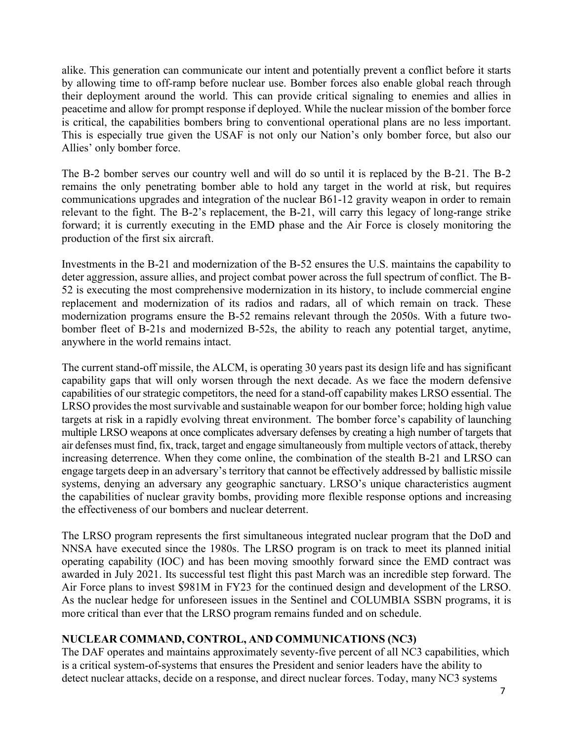alike. This generation can communicate our intent and potentially prevent a conflict before it starts by allowing time to off-ramp before nuclear use. Bomber forces also enable global reach through their deployment around the world. This can provide critical signaling to enemies and allies in peacetime and allow for prompt response if deployed. While the nuclear mission of the bomber force is critical, the capabilities bombers bring to conventional operational plans are no less important. This is especially true given the USAF is not only our Nation's only bomber force, but also our Allies' only bomber force.

The B-2 bomber serves our country well and will do so until it is replaced by the B-21. The B-2 remains the only penetrating bomber able to hold any target in the world at risk, but requires communications upgrades and integration of the nuclear B61-12 gravity weapon in order to remain relevant to the fight. The B-2's replacement, the B-21, will carry this legacy of long-range strike forward; it is currently executing in the EMD phase and the Air Force is closely monitoring the production of the first six aircraft.

Investments in the B-21 and modernization of the B-52 ensures the U.S. maintains the capability to deter aggression, assure allies, and project combat power across the full spectrum of conflict. The B-52 is executing the most comprehensive modernization in its history, to include commercial engine replacement and modernization of its radios and radars, all of which remain on track. These modernization programs ensure the B-52 remains relevant through the 2050s. With a future two-bomber fleet of B-21s and modernized B-52s, the ability to reach any potential target, anytime, anywhere in the world remains intact.

The current stand-off missile, the ALCM, is operating 30 years past its design life and has significant capability gaps that will only worsen through the next decade. As we face the modern defensive capabilities of our strategic competitors, the need for a stand-off capability makes LRSO essential. The LRSO provides the most survivable and sustainable weapon for our bomber force; holding high value targets at risk in a rapidly evolving threat environment. The bomber force's capability of launching multiple LRSO weapons at once complicates adversary defenses by creating a high number of targets that air defenses must find, fix, track, target and engage simultaneously from multiple vectors of attack, thereby increasing deterrence. When they come online, the combination of the stealth B-21 and LRSO can engage targets deep in an adversary's territory that cannot be effectively addressed by ballistic missile systems, denying an adversary any geographic sanctuary. LRSO's unique characteristics augment the capabilities of nuclear gravity bombs, providing more flexible response options and increasing the effectiveness of our bombers and nuclear deterrent.

The LRSO program represents the first simultaneous integrated nuclear program that the DoD and NNSA have executed since the 1980s. The LRSO program is on track to meet its planned initial operating capability (IOC) and has been moving smoothly forward since the EMD contract was awarded in July 2021. Its successful test flight this past March was an incredible step forward. The Air Force plans to invest $981M in FY23 for the continued design and development of the LRSO. As the nuclear hedge for unforeseen issues in the Sentinel and COLUMBIA SSBN programs, it is more critical than ever that the LRSO program remains funded and on schedule.

## NUCLEAR COMMAND, CONTROL, AND COMMUNICATIONS (NC3)

The DAF operates and maintains approximately seventy-five percent of all NC3 capabilities, which is a critical system-of-systems that ensures the President and senior leaders have the ability to detect nuclear attacks, decide on a response, and direct nuclear forces. Today, many NC3 systems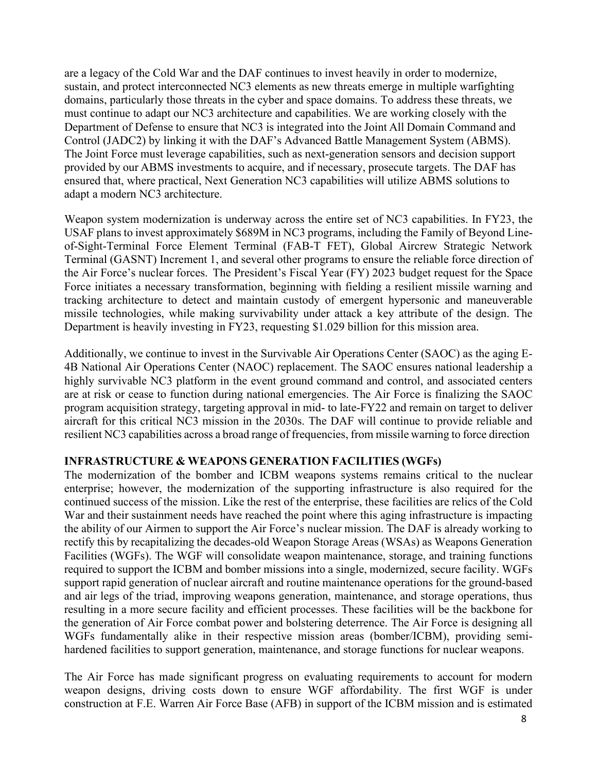are a legacy of the Cold War and the DAF continues to invest heavily in order to modernize, sustain, and protect interconnected NC3 elements as new threats emerge in multiple warfighting domains, particularly those threats in the cyber and space domains. To address these threats, we must continue to adapt our NC3 architecture and capabilities. We are working closely with the Department of Defense to ensure that NC3 is integrated into the Joint All Domain Command and Control (JADC2) by linking it with the DAF's Advanced Battle Management System (ABMS). The Joint Force must leverage capabilities, such as next-generation sensors and decision support provided by our ABMS investments to acquire, and if necessary, prosecute targets. The DAF has ensured that, where practical, Next Generation NC3 capabilities will utilize ABMS solutions to adapt a modern NC3 architecture.

Weapon system modernization is underway across the entire set of NC3 capabilities. In FY23, the USAF plans to invest approximately $689M in NC3 programs, including the Family of Beyond Line-of-Sight-Terminal Force Element Terminal (FAB-T FET), Global Aircrew Strategic Network Terminal (GASNT) Increment 1, and several other programs to ensure the reliable force direction of the Air Force's nuclear forces. The President's Fiscal Year (FY) 2023 budget request for the Space Force initiates a necessary transformation, beginning with fielding a resilient missile warning and tracking architecture to detect and maintain custody of emergent hypersonic and maneuverable missile technologies, while making survivability under attack a key attribute of the design. The Department is heavily investing in FY23, requesting $1.029 billion for this mission area.

Additionally, we continue to invest in the Survivable Air Operations Center (SAOC) as the aging E-4B National Air Operations Center (NAOC) replacement. The SAOC ensures national leadership a highly survivable NC3 platform in the event ground command and control, and associated centers are at risk or cease to function during national emergencies. The Air Force is finalizing the SAOC program acquisition strategy, targeting approval in mid- to late-FY22 and remain on target to deliver aircraft for this critical NC3 mission in the 2030s. The DAF will continue to provide reliable and resilient NC3 capabilities across a broad range of frequencies, from missile warning to force direction

**INFRASTRUCTURE & WEAPONS GENERATION FACILITIES (WGFs)**

The modernization of the bomber and ICBM weapons systems remains critical to the nuclear enterprise; however, the modernization of the supporting infrastructure is also required for the continued success of the mission. Like the rest of the enterprise, these facilities are relics of the Cold War and their sustainment needs have reached the point where this aging infrastructure is impacting the ability of our Airmen to support the Air Force's nuclear mission. The DAF is already working to rectify this by recapitalizing the decades-old Weapon Storage Areas (WSAs) as Weapons Generation Facilities (WGFs). The WGF will consolidate weapon maintenance, storage, and training functions required to support the ICBM and bomber missions into a single, modernized, secure facility. WGFs support rapid generation of nuclear aircraft and routine maintenance operations for the ground-based and air legs of the triad, improving weapons generation, maintenance, and storage operations, thus resulting in a more secure facility and efficient processes. These facilities will be the backbone for the generation of Air Force combat power and bolstering deterrence. The Air Force is designing all WGFs fundamentally alike in their respective mission areas (bomber/ICBM), providing semi-hardened facilities to support generation, maintenance, and storage functions for nuclear weapons.

The Air Force has made significant progress on evaluating requirements to account for modern weapon designs, driving costs down to ensure WGF affordability. The first WGF is under construction at F.E. Warren Air Force Base (AFB) in support of the ICBM mission and is estimated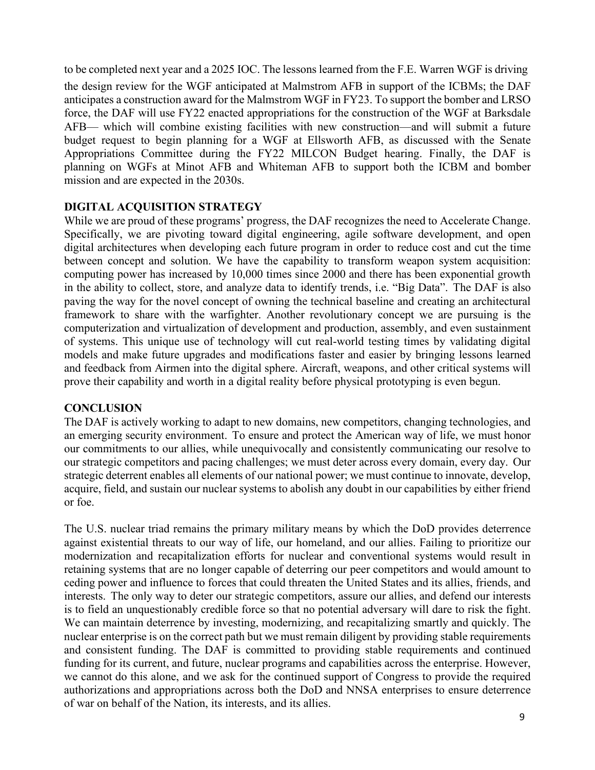to be completed next year and a 2025 IOC. The lessons learned from the F.E. Warren WGF is driving the design review for the WGF anticipated at Malmstrom AFB in support of the ICBMs; the DAF anticipates a construction award for the Malmstrom WGF in FY23. To support the bomber and LRSO force, the DAF will use FY22 enacted appropriations for the construction of the WGF at Barksdale AFB— which will combine existing facilities with new construction—and will submit a future budget request to begin planning for a WGF at Ellsworth AFB, as discussed with the Senate Appropriations Committee during the FY22 MILCON Budget hearing. Finally, the DAF is planning on WGFs at Minot AFB and Whiteman AFB to support both the ICBM and bomber mission and are expected in the 2030s.

**DIGITAL ACQUISITION STRATEGY**

While we are proud of these programs' progress, the DAF recognizes the need to Accelerate Change. Specifically, we are pivoting toward digital engineering, agile software development, and open digital architectures when developing each future program in order to reduce cost and cut the time between concept and solution. We have the capability to transform weapon system acquisition: computing power has increased by 10,000 times since 2000 and there has been exponential growth in the ability to collect, store, and analyze data to identify trends, i.e. "Big Data". The DAF is also paving the way for the novel concept of owning the technical baseline and creating an architectural framework to share with the warfighter. Another revolutionary concept we are pursuing is the computerization and virtualization of development and production, assembly, and even sustainment of systems. This unique use of technology will cut real-world testing times by validating digital models and make future upgrades and modifications faster and easier by bringing lessons learned and feedback from Airmen into the digital sphere. Aircraft, weapons, and other critical systems will prove their capability and worth in a digital reality before physical prototyping is even begun.

**CONCLUSION**

The DAF is actively working to adapt to new domains, new competitors, changing technologies, and an emerging security environment. To ensure and protect the American way of life, we must honor our commitments to our allies, while unequivocally and consistently communicating our resolve to our strategic competitors and pacing challenges; we must deter across every domain, every day. Our strategic deterrent enables all elements of our national power; we must continue to innovate, develop, acquire, field, and sustain our nuclear systems to abolish any doubt in our capabilities by either friend or foe.

The U.S. nuclear triad remains the primary military means by which the DoD provides deterrence against existential threats to our way of life, our homeland, and our allies. Failing to prioritize our modernization and recapitalization efforts for nuclear and conventional systems would result in retaining systems that are no longer capable of deterring our peer competitors and would amount to ceding power and influence to forces that could threaten the United States and its allies, friends, and interests. The only way to deter our strategic competitors, assure our allies, and defend our interests is to field an unquestionably credible force so that no potential adversary will dare to risk the fight. We can maintain deterrence by investing, modernizing, and recapitalizing smartly and quickly. The nuclear enterprise is on the correct path but we must remain diligent by providing stable requirements and consistent funding. The DAF is committed to providing stable requirements and continued funding for its current, and future, nuclear programs and capabilities across the enterprise. However, we cannot do this alone, and we ask for the continued support of Congress to provide the required authorizations and appropriations across both the DoD and NNSA enterprises to ensure deterrence of war on behalf of the Nation, its interests, and its allies.